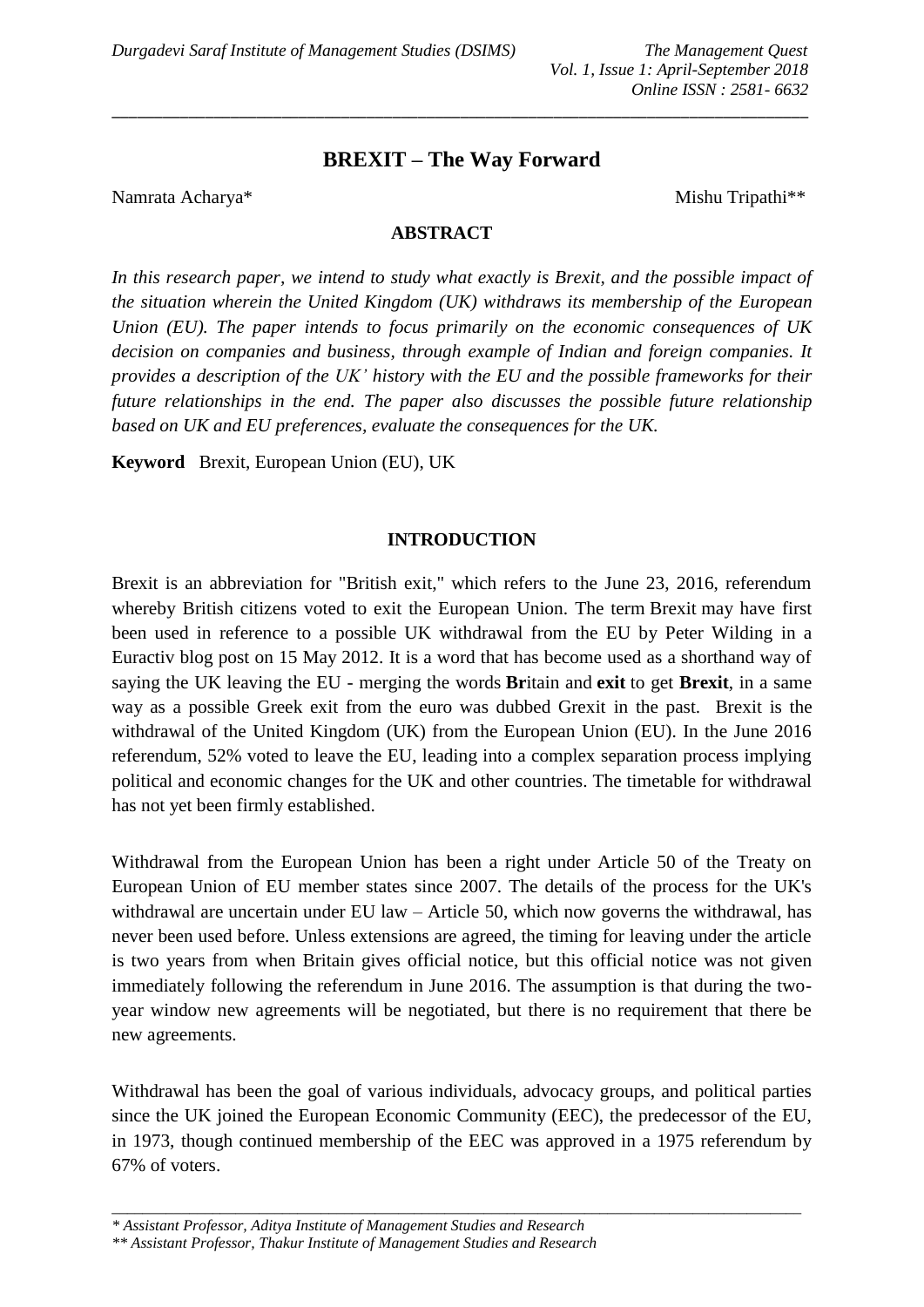# BREXIT – The Way Forward

Namrata Acharya* Mishu Tripathi**

## ABSTRACT

*In this research paper, we intend to study what exactly is Brexit, and the possible impact of the situation wherein the United Kingdom (UK) withdraws its membership of the European Union (EU). The paper intends to focus primarily on the economic consequences of UK decision on companies and business, through example of Indian and foreign companies. It provides a description of the UK' history with the EU and the possible frameworks for their future relationships in the end. The paper also discusses the possible future relationship based on UK and EU preferences, evaluate the consequences for the UK.*

**Keyword** Brexit, European Union (EU), UK

## INTRODUCTION

Brexit is an abbreviation for "British exit," which refers to the June 23, 2016, referendum whereby British citizens voted to exit the European Union. The term Brexit may have first been used in reference to a possible UK withdrawal from the EU by Peter Wilding in a Euractiv blog post on 15 May 2012. It is a word that has become used as a shorthand way of saying the UK leaving the EU - merging the words **Br**itain and **exit** to get **Brexit**, in a same way as a possible Greek exit from the euro was dubbed Grexit in the past. Brexit is the withdrawal of the United Kingdom (UK) from the European Union (EU). In the June 2016 referendum, 52% voted to leave the EU, leading into a complex separation process implying political and economic changes for the UK and other countries. The timetable for withdrawal has not yet been firmly established.

Withdrawal from the European Union has been a right under Article 50 of the Treaty on European Union of EU member states since 2007. The details of the process for the UK's withdrawal are uncertain under EU law – Article 50, which now governs the withdrawal, has never been used before. Unless extensions are agreed, the timing for leaving under the article is two years from when Britain gives official notice, but this official notice was not given immediately following the referendum in June 2016. The assumption is that during the two-year window new agreements will be negotiated, but there is no requirement that there be new agreements.

Withdrawal has been the goal of various individuals, advocacy groups, and political parties since the UK joined the European Economic Community (EEC), the predecessor of the EU, in 1973, though continued membership of the EEC was approved in a 1975 referendum by 67% of voters.

---

*\* Assistant Professor, Aditya Institute of Management Studies and Research*

*\*\* Assistant Professor, Thakur Institute of Management Studies and Research*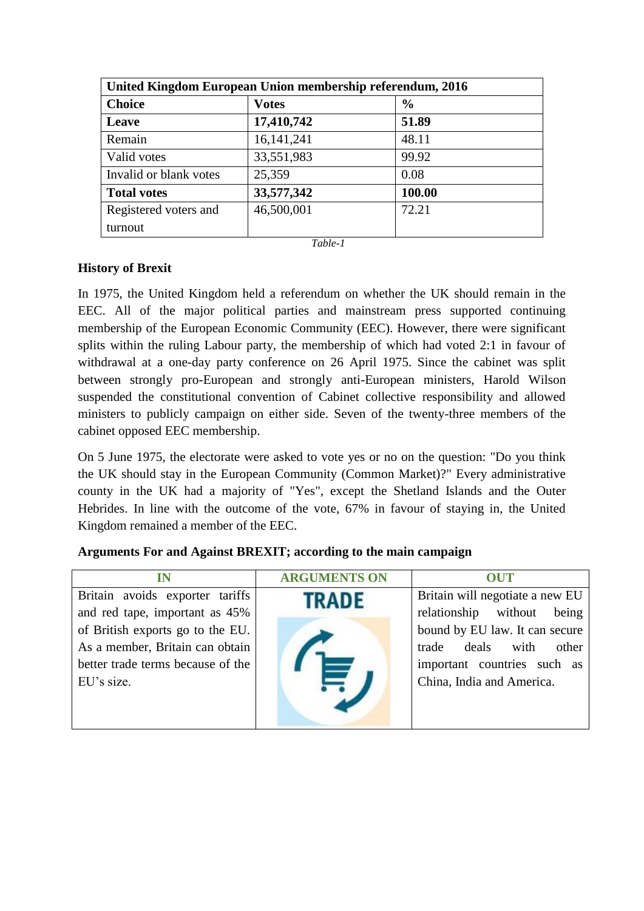| **United Kingdom European Union membership referendum, 2016** | | |
|---|---|---|
| **Choice** | **Votes** | **%** |
| **Leave** | **17,410,742** | **51.89** |
| Remain | 16,141,241 | 48.11 |
| Valid votes | 33,551,983 | 99.92 |
| Invalid or blank votes | 25,359 | 0.08 |
| **Total votes** | **33,577,342** | **100.00** |
| Registered voters and turnout | 46,500,001 | 72.21 |

*Table-1*

**History of Brexit**

In 1975, the United Kingdom held a referendum on whether the UK should remain in the EEC. All of the major political parties and mainstream press supported continuing membership of the European Economic Community (EEC). However, there were significant splits within the ruling Labour party, the membership of which had voted 2:1 in favour of withdrawal at a one-day party conference on 26 April 1975. Since the cabinet was split between strongly pro-European and strongly anti-European ministers, Harold Wilson suspended the constitutional convention of Cabinet collective responsibility and allowed ministers to publicly campaign on either side. Seven of the twenty-three members of the cabinet opposed EEC membership.

On 5 June 1975, the electorate were asked to vote yes or no on the question: "Do you think the UK should stay in the European Community (Common Market)?" Every administrative county in the UK had a majority of "Yes", except the Shetland Islands and the Outer Hebrides. In line with the outcome of the vote, 67% in favour of staying in, the United Kingdom remained a member of the EEC.

**Arguments For and Against BREXIT; according to the main campaign**

| IN | ARGUMENTS ON | OUT |
|---|---|---|
| Britain avoids exporter tariffs and red tape, important as 45% of British exports go to the EU. As a member, Britain can obtain better trade terms because of the EU's size. | TRADE | Britain will negotiate a new EU relationship without being bound by EU law. It can secure trade deals with other important countries such as China, India and America. |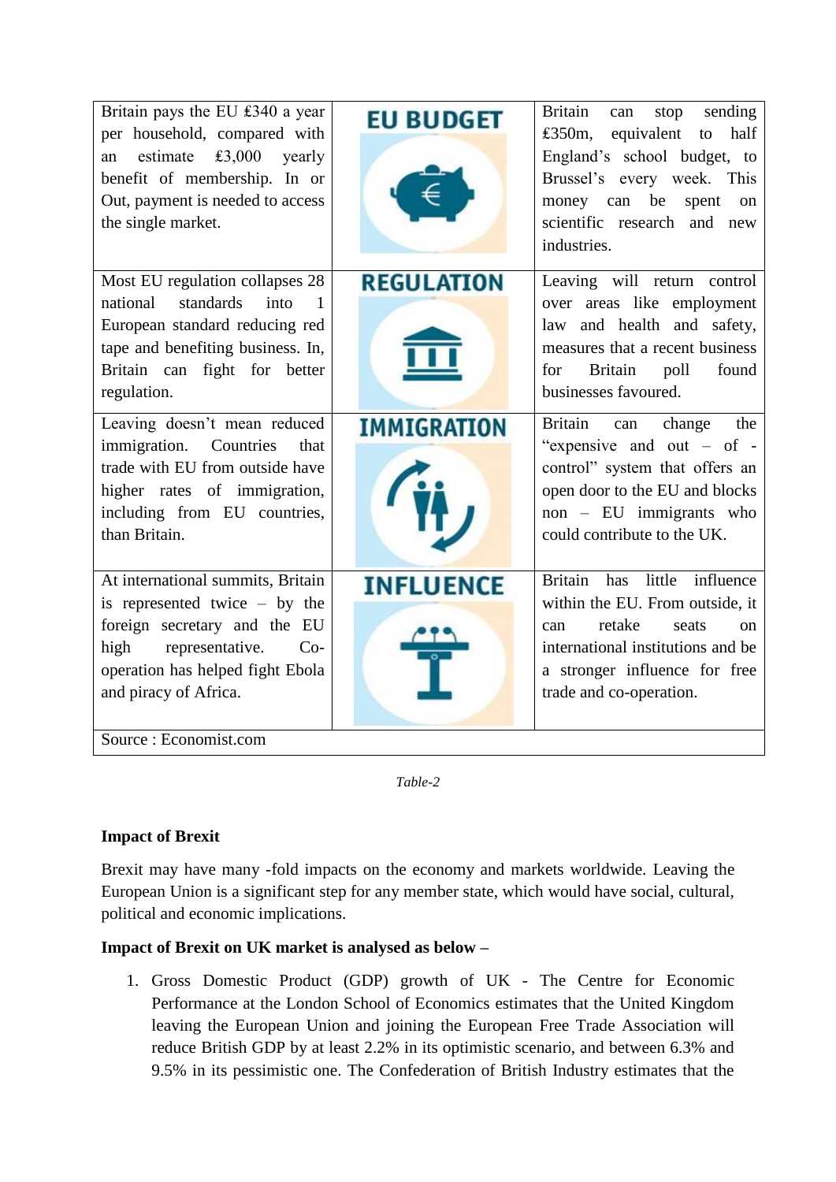| | | |
|---|---|---|
| Britain pays the EU £340 a year per household, compared with an estimate £3,000 yearly benefit of membership. In or Out, payment is needed to access the single market. | EU BUDGET | Britain can stop sending £350m, equivalent to half England's school budget, to Brussel's every week. This money can be spent on scientific research and new industries. |
| Most EU regulation collapses 28 national standards into 1 European standard reducing red tape and benefiting business. In, Britain can fight for better regulation. | REGULATION | Leaving will return control over areas like employment law and health and safety, measures that a recent business for Britain poll found businesses favoured. |
| Leaving doesn't mean reduced immigration. Countries that trade with EU from outside have higher rates of immigration, including from EU countries, than Britain. | IMMIGRATION | Britain can change the "expensive and out – of - control" system that offers an open door to the EU and blocks non – EU immigrants who could contribute to the UK. |
| At international summits, Britain is represented twice – by the foreign secretary and the EU high representative. Co-operation has helped fight Ebola and piracy of Africa. | INFLUENCE | Britain has little influence within the EU. From outside, it can retake seats on international institutions and be a stronger influence for free trade and co-operation. |
| Source : Economist.com | | |

*Table-2*

**Impact of Brexit**

Brexit may have many -fold impacts on the economy and markets worldwide. Leaving the European Union is a significant step for any member state, which would have social, cultural, political and economic implications.

**Impact of Brexit on UK market is analysed as below –**

1. Gross Domestic Product (GDP) growth of UK - The Centre for Economic Performance at the London School of Economics estimates that the United Kingdom leaving the European Union and joining the European Free Trade Association will reduce British GDP by at least 2.2% in its optimistic scenario, and between 6.3% and 9.5% in its pessimistic one. The Confederation of British Industry estimates that the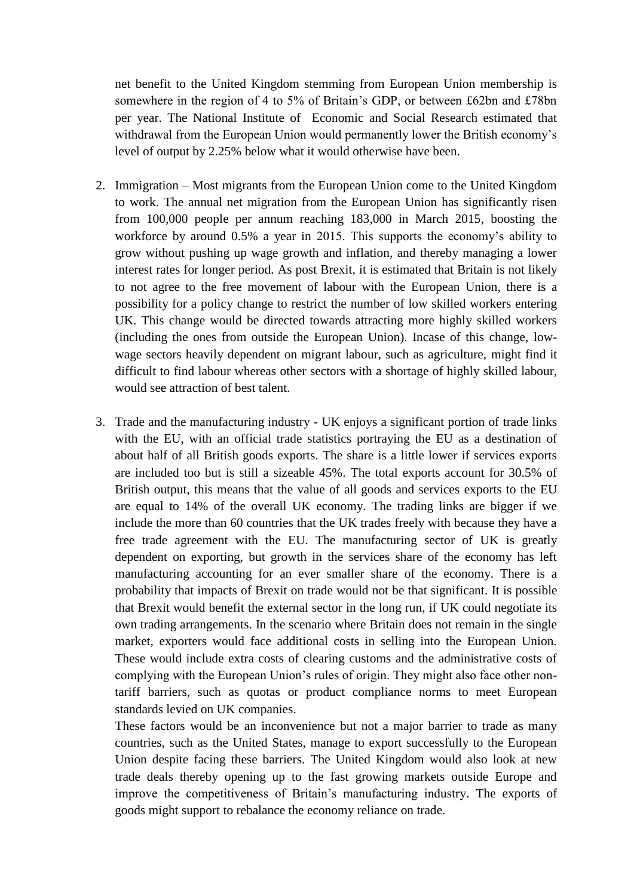net benefit to the United Kingdom stemming from European Union membership is somewhere in the region of 4 to 5% of Britain's GDP, or between £62bn and £78bn per year. The National Institute of Economic and Social Research estimated that withdrawal from the European Union would permanently lower the British economy's level of output by 2.25% below what it would otherwise have been.

2. Immigration – Most migrants from the European Union come to the United Kingdom to work. The annual net migration from the European Union has significantly risen from 100,000 people per annum reaching 183,000 in March 2015, boosting the workforce by around 0.5% a year in 2015. This supports the economy's ability to grow without pushing up wage growth and inflation, and thereby managing a lower interest rates for longer period. As post Brexit, it is estimated that Britain is not likely to not agree to the free movement of labour with the European Union, there is a possibility for a policy change to restrict the number of low skilled workers entering UK. This change would be directed towards attracting more highly skilled workers (including the ones from outside the European Union). Incase of this change, low-wage sectors heavily dependent on migrant labour, such as agriculture, might find it difficult to find labour whereas other sectors with a shortage of highly skilled labour, would see attraction of best talent.

3. Trade and the manufacturing industry - UK enjoys a significant portion of trade links with the EU, with an official trade statistics portraying the EU as a destination of about half of all British goods exports. The share is a little lower if services exports are included too but is still a sizeable 45%. The total exports account for 30.5% of British output, this means that the value of all goods and services exports to the EU are equal to 14% of the overall UK economy. The trading links are bigger if we include the more than 60 countries that the UK trades freely with because they have a free trade agreement with the EU. The manufacturing sector of UK is greatly dependent on exporting, but growth in the services share of the economy has left manufacturing accounting for an ever smaller share of the economy. There is a probability that impacts of Brexit on trade would not be that significant. It is possible that Brexit would benefit the external sector in the long run, if UK could negotiate its own trading arrangements. In the scenario where Britain does not remain in the single market, exporters would face additional costs in selling into the European Union. These would include extra costs of clearing customs and the administrative costs of complying with the European Union's rules of origin. They might also face other non-tariff barriers, such as quotas or product compliance norms to meet European standards levied on UK companies.

   These factors would be an inconvenience but not a major barrier to trade as many countries, such as the United States, manage to export successfully to the European Union despite facing these barriers. The United Kingdom would also look at new trade deals thereby opening up to the fast growing markets outside Europe and improve the competitiveness of Britain's manufacturing industry. The exports of goods might support to rebalance the economy reliance on trade.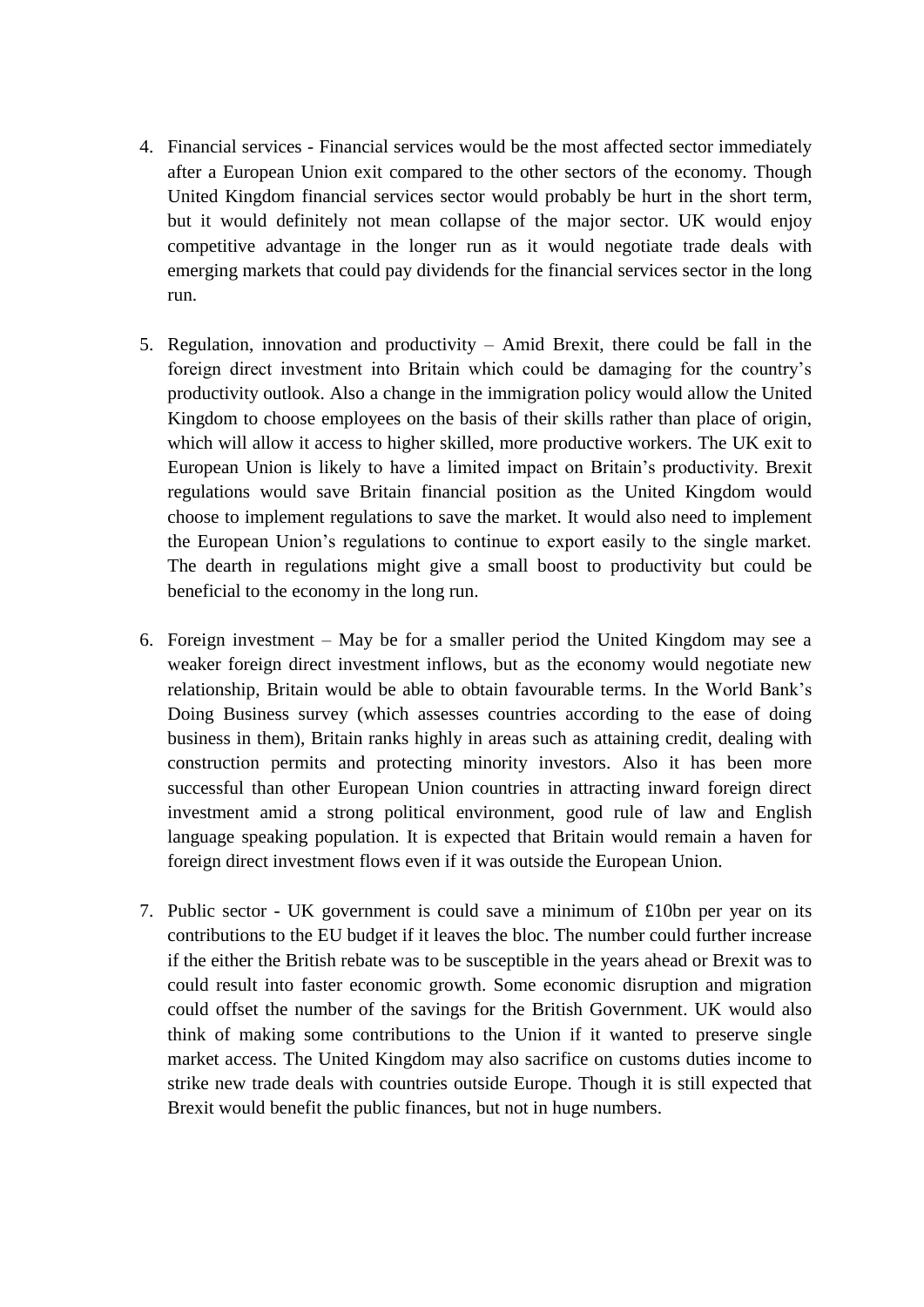4. Financial services - Financial services would be the most affected sector immediately after a European Union exit compared to the other sectors of the economy. Though United Kingdom financial services sector would probably be hurt in the short term, but it would definitely not mean collapse of the major sector. UK would enjoy competitive advantage in the longer run as it would negotiate trade deals with emerging markets that could pay dividends for the financial services sector in the long run.

5. Regulation, innovation and productivity – Amid Brexit, there could be fall in the foreign direct investment into Britain which could be damaging for the country's productivity outlook. Also a change in the immigration policy would allow the United Kingdom to choose employees on the basis of their skills rather than place of origin, which will allow it access to higher skilled, more productive workers. The UK exit to European Union is likely to have a limited impact on Britain's productivity. Brexit regulations would save Britain financial position as the United Kingdom would choose to implement regulations to save the market. It would also need to implement the European Union's regulations to continue to export easily to the single market. The dearth in regulations might give a small boost to productivity but could be beneficial to the economy in the long run.

6. Foreign investment – May be for a smaller period the United Kingdom may see a weaker foreign direct investment inflows, but as the economy would negotiate new relationship, Britain would be able to obtain favourable terms. In the World Bank's Doing Business survey (which assesses countries according to the ease of doing business in them), Britain ranks highly in areas such as attaining credit, dealing with construction permits and protecting minority investors. Also it has been more successful than other European Union countries in attracting inward foreign direct investment amid a strong political environment, good rule of law and English language speaking population. It is expected that Britain would remain a haven for foreign direct investment flows even if it was outside the European Union.

7. Public sector - UK government is could save a minimum of £10bn per year on its contributions to the EU budget if it leaves the bloc. The number could further increase if the either the British rebate was to be susceptible in the years ahead or Brexit was to could result into faster economic growth. Some economic disruption and migration could offset the number of the savings for the British Government. UK would also think of making some contributions to the Union if it wanted to preserve single market access. The United Kingdom may also sacrifice on customs duties income to strike new trade deals with countries outside Europe. Though it is still expected that Brexit would benefit the public finances, but not in huge numbers.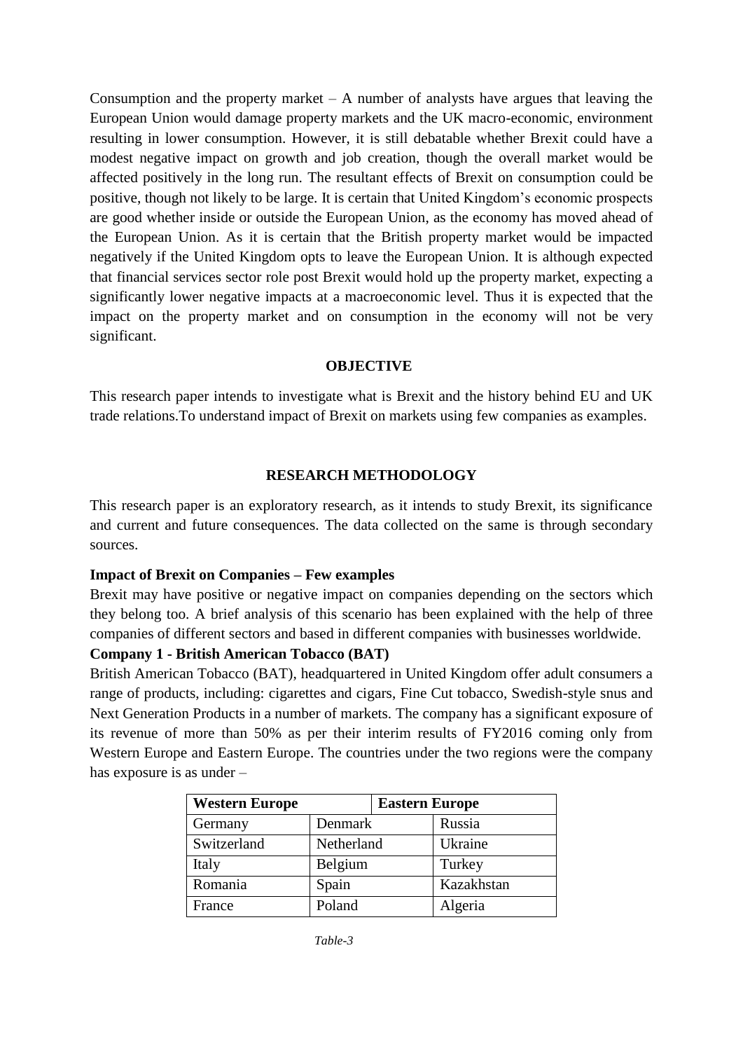Consumption and the property market – A number of analysts have argues that leaving the European Union would damage property markets and the UK macro-economic, environment resulting in lower consumption. However, it is still debatable whether Brexit could have a modest negative impact on growth and job creation, though the overall market would be affected positively in the long run. The resultant effects of Brexit on consumption could be positive, though not likely to be large. It is certain that United Kingdom's economic prospects are good whether inside or outside the European Union, as the economy has moved ahead of the European Union. As it is certain that the British property market would be impacted negatively if the United Kingdom opts to leave the European Union. It is although expected that financial services sector role post Brexit would hold up the property market, expecting a significantly lower negative impacts at a macroeconomic level. Thus it is expected that the impact on the property market and on consumption in the economy will not be very significant.

## OBJECTIVE

This research paper intends to investigate what is Brexit and the history behind EU and UK trade relations.To understand impact of Brexit on markets using few companies as examples.

## RESEARCH METHODOLOGY

This research paper is an exploratory research, as it intends to study Brexit, its significance and current and future consequences. The data collected on the same is through secondary sources.

**Impact of Brexit on Companies – Few examples**

Brexit may have positive or negative impact on companies depending on the sectors which they belong too. A brief analysis of this scenario has been explained with the help of three companies of different sectors and based in different companies with businesses worldwide.

**Company 1 - British American Tobacco (BAT)**

British American Tobacco (BAT), headquartered in United Kingdom offer adult consumers a range of products, including: cigarettes and cigars, Fine Cut tobacco, Swedish-style snus and Next Generation Products in a number of markets. The company has a significant exposure of its revenue of more than 50% as per their interim results of FY2016 coming only from Western Europe and Eastern Europe. The countries under the two regions were the company has exposure is as under –

| Western Europe | | Eastern Europe |
|---|---|---|
| Germany | Denmark | Russia |
| Switzerland | Netherland | Ukraine |
| Italy | Belgium | Turkey |
| Romania | Spain | Kazakhstan |
| France | Poland | Algeria |

*Table-3*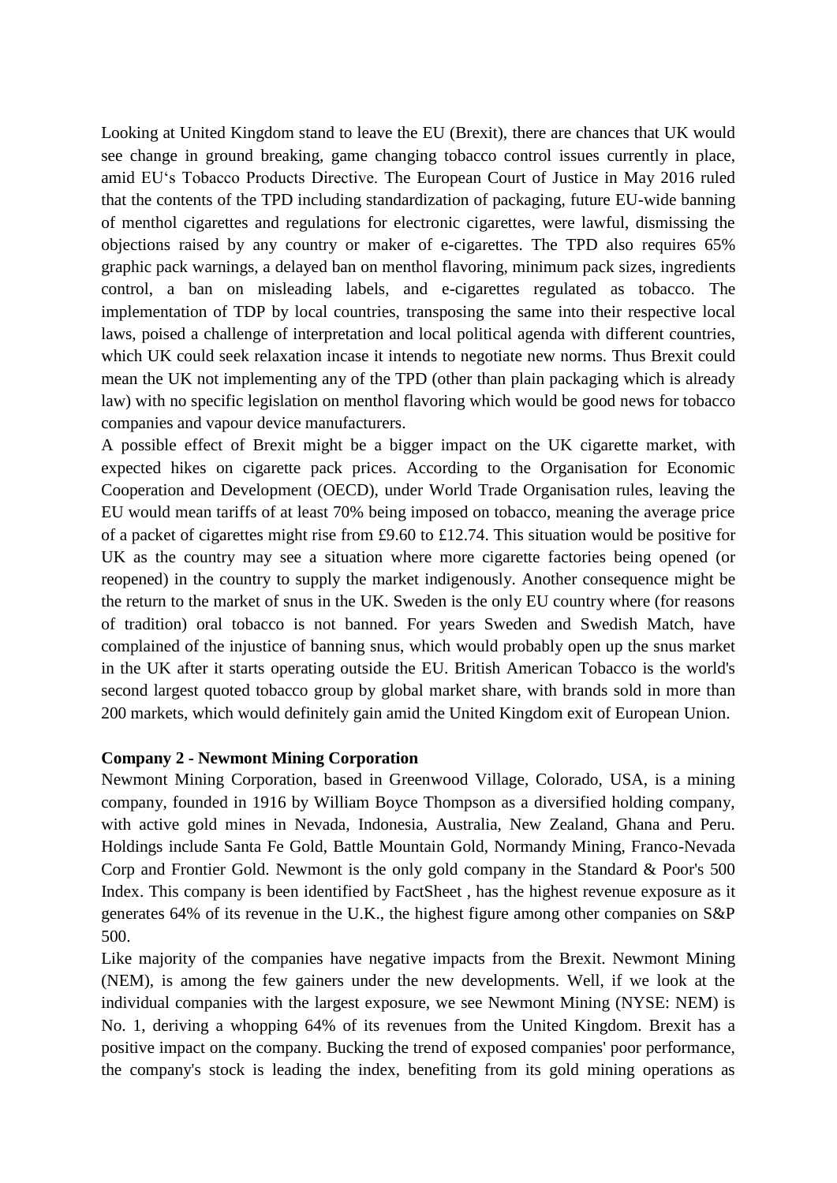Looking at United Kingdom stand to leave the EU (Brexit), there are chances that UK would see change in ground breaking, game changing tobacco control issues currently in place, amid EU's Tobacco Products Directive. The European Court of Justice in May 2016 ruled that the contents of the TPD including standardization of packaging, future EU-wide banning of menthol cigarettes and regulations for electronic cigarettes, were lawful, dismissing the objections raised by any country or maker of e-cigarettes. The TPD also requires 65% graphic pack warnings, a delayed ban on menthol flavoring, minimum pack sizes, ingredients control, a ban on misleading labels, and e-cigarettes regulated as tobacco. The implementation of TDP by local countries, transposing the same into their respective local laws, poised a challenge of interpretation and local political agenda with different countries, which UK could seek relaxation incase it intends to negotiate new norms. Thus Brexit could mean the UK not implementing any of the TPD (other than plain packaging which is already law) with no specific legislation on menthol flavoring which would be good news for tobacco companies and vapour device manufacturers.

A possible effect of Brexit might be a bigger impact on the UK cigarette market, with expected hikes on cigarette pack prices. According to the Organisation for Economic Cooperation and Development (OECD), under World Trade Organisation rules, leaving the EU would mean tariffs of at least 70% being imposed on tobacco, meaning the average price of a packet of cigarettes might rise from £9.60 to £12.74. This situation would be positive for UK as the country may see a situation where more cigarette factories being opened (or reopened) in the country to supply the market indigenously. Another consequence might be the return to the market of snus in the UK. Sweden is the only EU country where (for reasons of tradition) oral tobacco is not banned. For years Sweden and Swedish Match, have complained of the injustice of banning snus, which would probably open up the snus market in the UK after it starts operating outside the EU. British American Tobacco is the world's second largest quoted tobacco group by global market share, with brands sold in more than 200 markets, which would definitely gain amid the United Kingdom exit of European Union.

**Company 2 - Newmont Mining Corporation**

Newmont Mining Corporation, based in Greenwood Village, Colorado, USA, is a mining company, founded in 1916 by William Boyce Thompson as a diversified holding company, with active gold mines in Nevada, Indonesia, Australia, New Zealand, Ghana and Peru. Holdings include Santa Fe Gold, Battle Mountain Gold, Normandy Mining, Franco-Nevada Corp and Frontier Gold. Newmont is the only gold company in the Standard & Poor's 500 Index. This company is been identified by FactSheet , has the highest revenue exposure as it generates 64% of its revenue in the U.K., the highest figure among other companies on S&P 500.

Like majority of the companies have negative impacts from the Brexit. Newmont Mining (NEM), is among the few gainers under the new developments. Well, if we look at the individual companies with the largest exposure, we see Newmont Mining (NYSE: NEM) is No. 1, deriving a whopping 64% of its revenues from the United Kingdom. Brexit has a positive impact on the company. Bucking the trend of exposed companies' poor performance, the company's stock is leading the index, benefiting from its gold mining operations as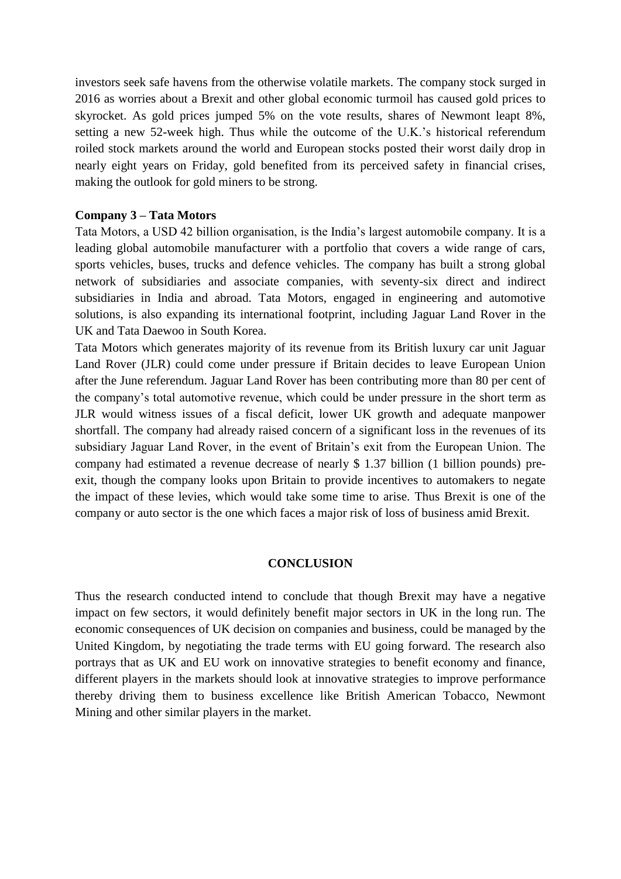investors seek safe havens from the otherwise volatile markets. The company stock surged in 2016 as worries about a Brexit and other global economic turmoil has caused gold prices to skyrocket. As gold prices jumped 5% on the vote results, shares of Newmont leapt 8%, setting a new 52-week high. Thus while the outcome of the U.K.'s historical referendum roiled stock markets around the world and European stocks posted their worst daily drop in nearly eight years on Friday, gold benefited from its perceived safety in financial crises, making the outlook for gold miners to be strong.

**Company 3 – Tata Motors**

Tata Motors, a USD 42 billion organisation, is the India's largest automobile company. It is a leading global automobile manufacturer with a portfolio that covers a wide range of cars, sports vehicles, buses, trucks and defence vehicles. The company has built a strong global network of subsidiaries and associate companies, with seventy-six direct and indirect subsidiaries in India and abroad. Tata Motors, engaged in engineering and automotive solutions, is also expanding its international footprint, including Jaguar Land Rover in the UK and Tata Daewoo in South Korea.

Tata Motors which generates majority of its revenue from its British luxury car unit Jaguar Land Rover (JLR) could come under pressure if Britain decides to leave European Union after the June referendum. Jaguar Land Rover has been contributing more than 80 per cent of the company's total automotive revenue, which could be under pressure in the short term as JLR would witness issues of a fiscal deficit, lower UK growth and adequate manpower shortfall. The company had already raised concern of a significant loss in the revenues of its subsidiary Jaguar Land Rover, in the event of Britain's exit from the European Union. The company had estimated a revenue decrease of nearly $ 1.37 billion (1 billion pounds) pre-exit, though the company looks upon Britain to provide incentives to automakers to negate the impact of these levies, which would take some time to arise. Thus Brexit is one of the company or auto sector is the one which faces a major risk of loss of business amid Brexit.

## CONCLUSION

Thus the research conducted intend to conclude that though Brexit may have a negative impact on few sectors, it would definitely benefit major sectors in UK in the long run. The economic consequences of UK decision on companies and business, could be managed by the United Kingdom, by negotiating the trade terms with EU going forward. The research also portrays that as UK and EU work on innovative strategies to benefit economy and finance, different players in the markets should look at innovative strategies to improve performance thereby driving them to business excellence like British American Tobacco, Newmont Mining and other similar players in the market.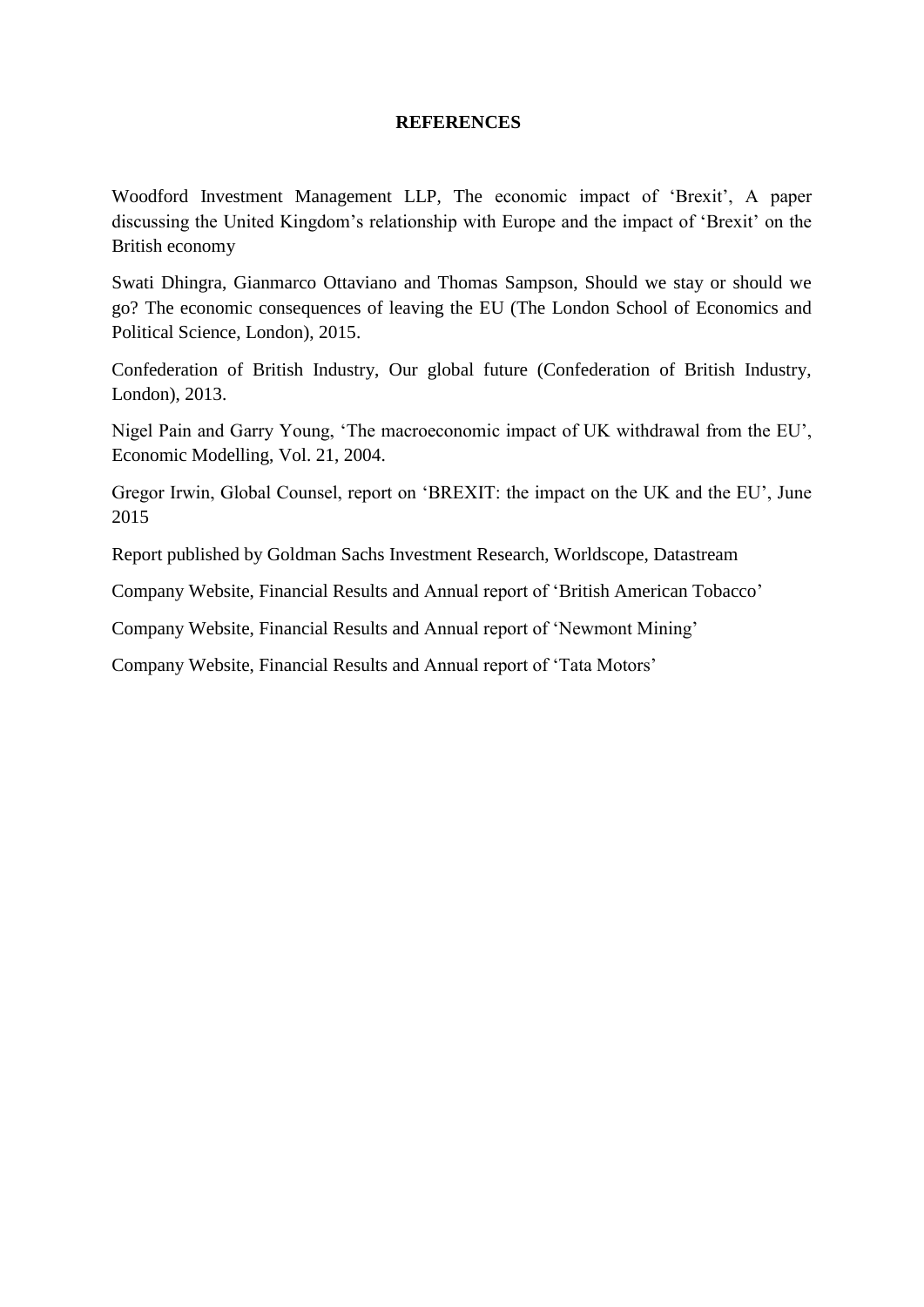## REFERENCES

Woodford Investment Management LLP, The economic impact of 'Brexit', A paper discussing the United Kingdom's relationship with Europe and the impact of 'Brexit' on the British economy

Swati Dhingra, Gianmarco Ottaviano and Thomas Sampson, Should we stay or should we go? The economic consequences of leaving the EU (The London School of Economics and Political Science, London), 2015.

Confederation of British Industry, Our global future (Confederation of British Industry, London), 2013.

Nigel Pain and Garry Young, 'The macroeconomic impact of UK withdrawal from the EU', Economic Modelling, Vol. 21, 2004.

Gregor Irwin, Global Counsel, report on 'BREXIT: the impact on the UK and the EU', June 2015

Report published by Goldman Sachs Investment Research, Worldscope, Datastream

Company Website, Financial Results and Annual report of 'British American Tobacco'

Company Website, Financial Results and Annual report of 'Newmont Mining'

Company Website, Financial Results and Annual report of 'Tata Motors'